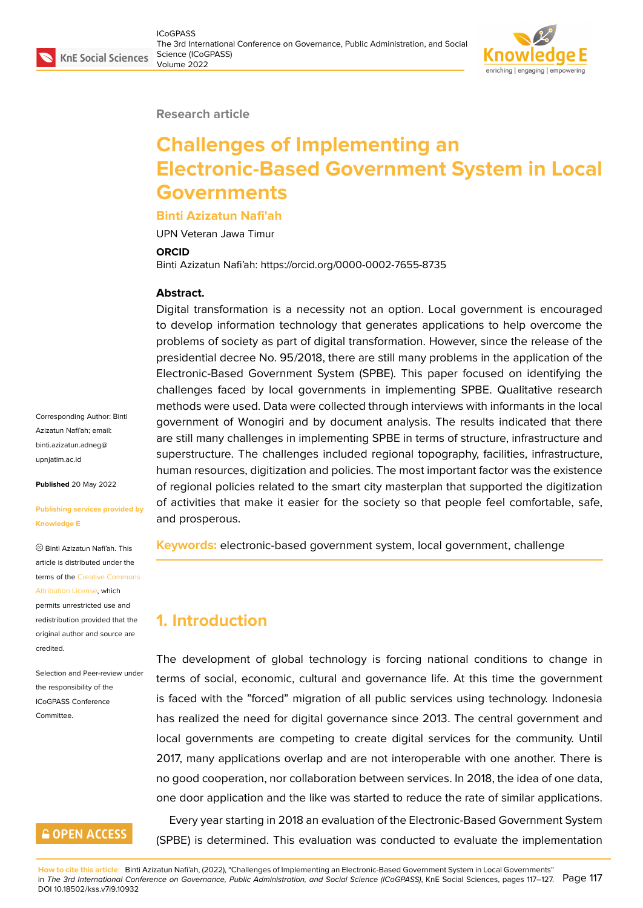Research article

# Challenges of Implementing an Electronic-Based Government System in Local Governments

**Binti Azizatun Nafi'ah**

UPN Veteran Jawa Timur

**ORCID**

Binti Azizatun Nafi'ah: https://orcid.org/0000-0002-7655-8735

**Abstract.**

Digital transformation is a necessity not an option. Local government is encouraged to develop information technology that generates applications to help overcome the problems of society as part of digital transformation. However, since the release of the presidential decree No. 95/2018, there are still many problems in the application of the Electronic-Based Government System (SPBE). This paper focused on identifying the challenges faced by local governments in implementing SPBE. Qualitative research methods were used. Data were collected through interviews with informants in the local government of Wonogiri and by document analysis. The results indicated that there are still many challenges in implementing SPBE in terms of structure, infrastructure and superstructure. The challenges included regional topography, facilities, infrastructure, human resources, digitization and policies. The most important factor was the existence of regional policies related to the smart city masterplan that supported the digitization of activities that make it easier for the society so that people feel comfortable, safe, and prosperous.

**Keywords:** electronic-based government system, local government, challenge

Corresponding Author: Binti Azizatun Nafi'ah; email: binti.azizatun.adneg@upnjatim.ac.id

**Published** 20 May 2022

**Publishing services provided by Knowledge E**

© Binti Azizatun Nafi'ah. This article is distributed under the terms of the Creative Commons Attribution License, which permits unrestricted use and redistribution provided that the original author and source are credited.

Selection and Peer-review under the responsibility of the ICoGPASS Conference Committee.

## 1. Introduction

The development of global technology is forcing national conditions to change in terms of social, economic, cultural and governance life. At this time the government is faced with the "forced" migration of all public services using technology. Indonesia has realized the need for digital governance since 2013. The central government and local governments are competing to create digital services for the community. Until 2017, many applications overlap and are not interoperable with one another. There is no good cooperation, nor collaboration between services. In 2018, the idea of one data, one door application and the like was started to reduce the rate of similar applications.

Every year starting in 2018 an evaluation of the Electronic-Based Government System (SPBE) is determined. This evaluation was conducted to evaluate the implementation

**How to cite this article**: Binti Azizatun Nafi'ah, (2022), "Challenges of Implementing an Electronic-Based Government System in Local Governments" in *The 3rd International Conference on Governance, Public Administration, and Social Science (ICoGPASS)*, KnE Social Sciences, pages 117–127. DOI 10.18502/kss.v7i9.10932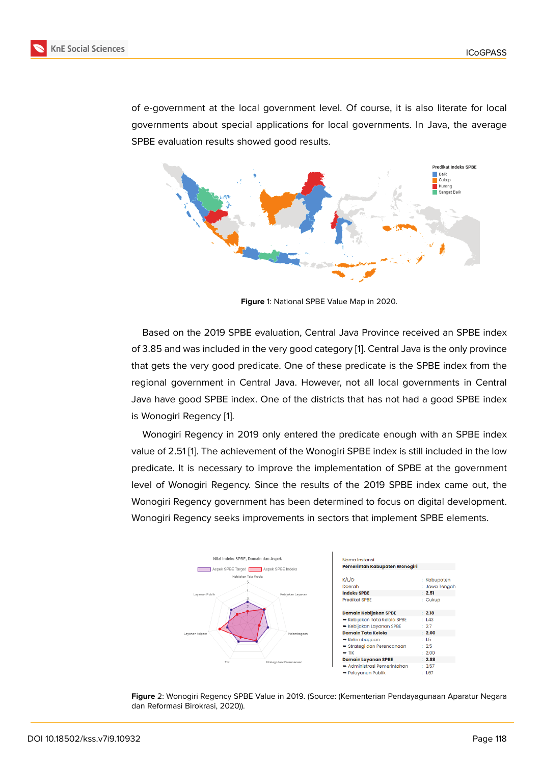of e-government at the local government level. Of course, it is also literate for local governments about special applications for local governments. In Java, the average SPBE evaluation results showed good results.

**Figure** 1: National SPBE Value Map in 2020.

Based on the 2019 SPBE evaluation, Central Java Province received an SPBE index of 3.85 and was included in the very good category [1]. Central Java is the only province that gets the very good predicate. One of these predicate is the SPBE index from the regional government in Central Java. However, not all local governments in Central Java have good SPBE index. One of the districts that has not had a good SPBE index is Wonogiri Regency [1].

Wonogiri Regency in 2019 only entered the predicate enough with an SPBE index value of 2.51 [1]. The achievement of the Wonogiri SPBE index is still included in the low predicate. It is necessary to improve the implementation of SPBE at the government level of Wonogiri Regency. Since the results of the 2019 SPBE index came out, the Wonogiri Regency government has been determined to focus on digital development. Wonogiri Regency seeks improvements in sectors that implement SPBE elements.

**Figure** 2: Wonogiri Regency SPBE Value in 2019. (Source: (Kementerian Pendayagunaan Aparatur Negara dan Reformasi Birokrasi, 2020)).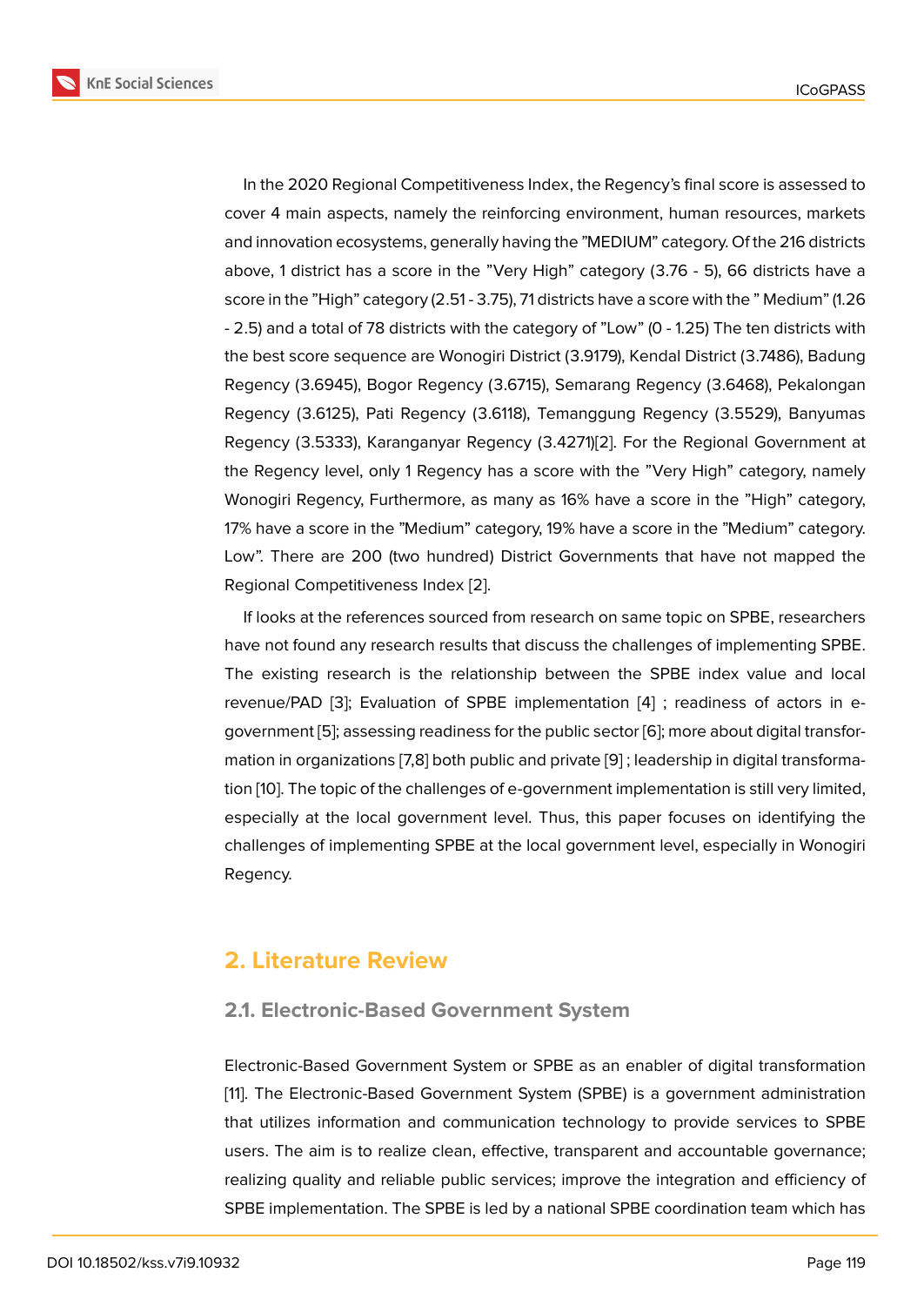In the 2020 Regional Competitiveness Index, the Regency's final score is assessed to cover 4 main aspects, namely the reinforcing environment, human resources, markets and innovation ecosystems, generally having the "MEDIUM" category. Of the 216 districts above, 1 district has a score in the "Very High" category (3.76 - 5), 66 districts have a score in the "High" category (2.51 - 3.75), 71 districts have a score with the " Medium" (1.26 - 2.5) and a total of 78 districts with the category of "Low" (0 - 1.25) The ten districts with the best score sequence are Wonogiri District (3.9179), Kendal District (3.7486), Badung Regency (3.6945), Bogor Regency (3.6715), Semarang Regency (3.6468), Pekalongan Regency (3.6125), Pati Regency (3.6118), Temanggung Regency (3.5529), Banyumas Regency (3.5333), Karanganyar Regency (3.4271)[2]. For the Regional Government at the Regency level, only 1 Regency has a score with the "Very High" category, namely Wonogiri Regency, Furthermore, as many as 16% have a score in the "High" category, 17% have a score in the "Medium" category, 19% have a score in the "Medium" category. Low". There are 200 (two hundred) District Governments that have not mapped the Regional Competitiveness Index [2].

If looks at the references sourced from research on same topic on SPBE, researchers have not found any research results that discuss the challenges of implementing SPBE. The existing research is the relationship between the SPBE index value and local revenue/PAD [3]; Evaluation of SPBE implementation [4] ; readiness of actors in e-government [5]; assessing readiness for the public sector [6]; more about digital transformation in organizations [7,8] both public and private [9] ; leadership in digital transformation [10]. The topic of the challenges of e-government implementation is still very limited, especially at the local government level. Thus, this paper focuses on identifying the challenges of implementing SPBE at the local government level, especially in Wonogiri Regency.

## 2. Literature Review

### 2.1. Electronic-Based Government System

Electronic-Based Government System or SPBE as an enabler of digital transformation [11]. The Electronic-Based Government System (SPBE) is a government administration that utilizes information and communication technology to provide services to SPBE users. The aim is to realize clean, effective, transparent and accountable governance; realizing quality and reliable public services; improve the integration and efficiency of SPBE implementation. The SPBE is led by a national SPBE coordination team which has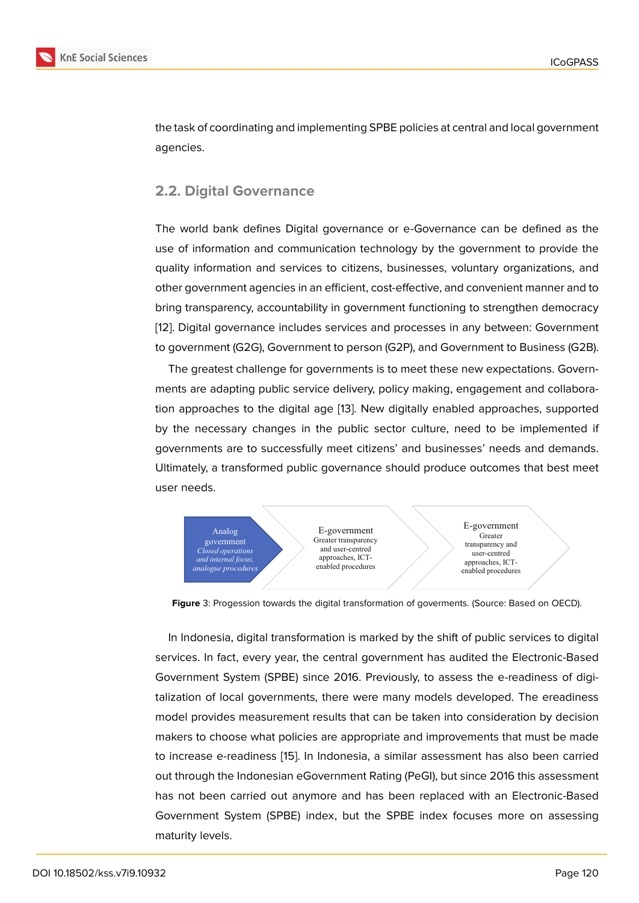the task of coordinating and implementing SPBE policies at central and local government agencies.

## 2.2. Digital Governance

The world bank defines Digital governance or e-Governance can be defined as the use of information and communication technology by the government to provide the quality information and services to citizens, businesses, voluntary organizations, and other government agencies in an efficient, cost-effective, and convenient manner and to bring transparency, accountability in government functioning to strengthen democracy [12]. Digital governance includes services and processes in any between: Government to government (G2G), Government to person (G2P), and Government to Business (G2B).

The greatest challenge for governments is to meet these new expectations. Governments are adapting public service delivery, policy making, engagement and collaboration approaches to the digital age [13]. New digitally enabled approaches, supported by the necessary changes in the public sector culture, need to be implemented if governments are to successfully meet citizens' and businesses' needs and demands. Ultimately, a transformed public governance should produce outcomes that best meet user needs.

Analog government *Closed operations and internal focus, analogue procedures*

E-government Greater transparency and user-centred approaches, ICT-enabled procedures

E-government Greater transparency and user-centred approaches, ICT-enabled procedures

**Figure** 3: Progession towards the digital transformation of goverments. (Source: Based on OECD).

In Indonesia, digital transformation is marked by the shift of public services to digital services. In fact, every year, the central government has audited the Electronic-Based Government System (SPBE) since 2016. Previously, to assess the e-readiness of digitalization of local governments, there were many models developed. The ereadiness model provides measurement results that can be taken into consideration by decision makers to choose what policies are appropriate and improvements that must be made to increase e-readiness [15]. In Indonesia, a similar assessment has also been carried out through the Indonesian eGovernment Rating (PeGI), but since 2016 this assessment has not been carried out anymore and has been replaced with an Electronic-Based Government System (SPBE) index, but the SPBE index focuses more on assessing maturity levels.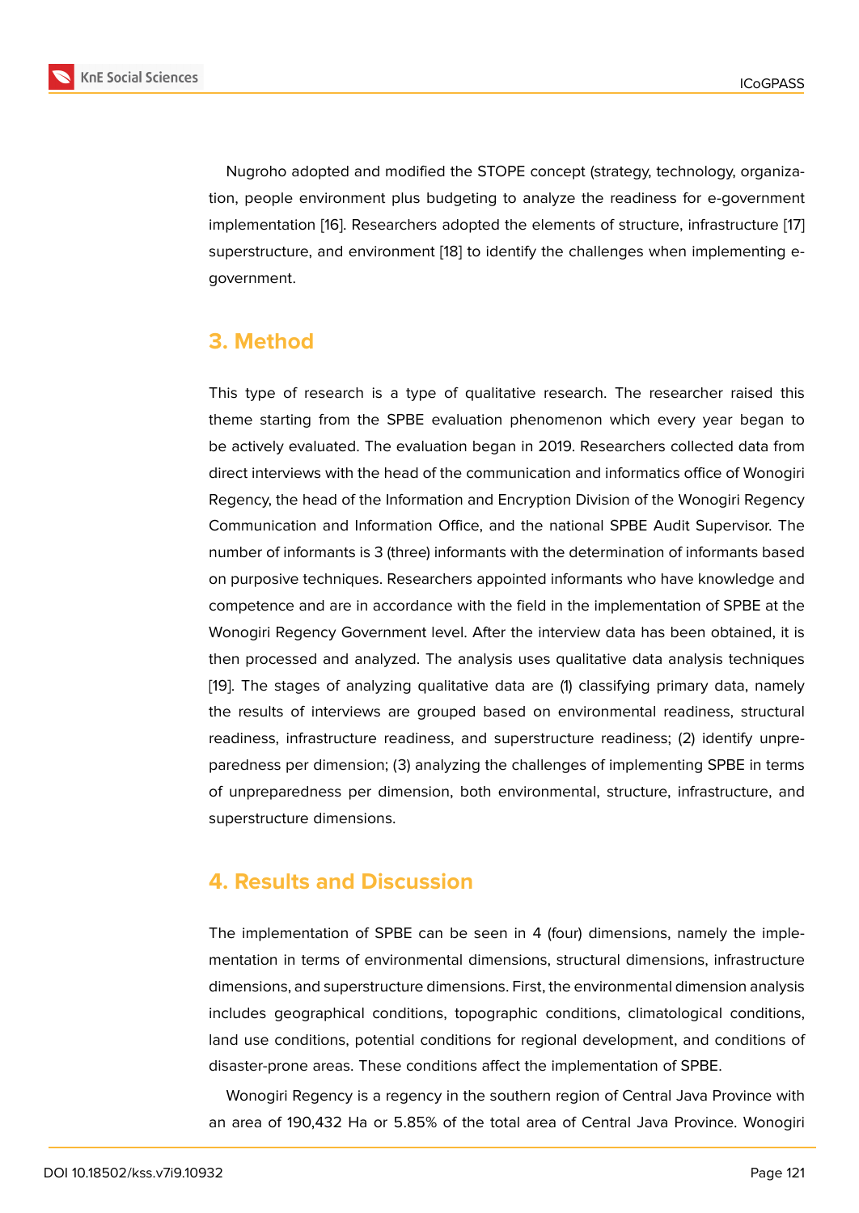Nugroho adopted and modified the STOPE concept (strategy, technology, organization, people environment plus budgeting to analyze the readiness for e-government implementation [16]. Researchers adopted the elements of structure, infrastructure [17] superstructure, and environment [18] to identify the challenges when implementing e-government.

## 3. Method

This type of research is a type of qualitative research. The researcher raised this theme starting from the SPBE evaluation phenomenon which every year began to be actively evaluated. The evaluation began in 2019. Researchers collected data from direct interviews with the head of the communication and informatics office of Wonogiri Regency, the head of the Information and Encryption Division of the Wonogiri Regency Communication and Information Office, and the national SPBE Audit Supervisor. The number of informants is 3 (three) informants with the determination of informants based on purposive techniques. Researchers appointed informants who have knowledge and competence and are in accordance with the field in the implementation of SPBE at the Wonogiri Regency Government level. After the interview data has been obtained, it is then processed and analyzed. The analysis uses qualitative data analysis techniques [19]. The stages of analyzing qualitative data are (1) classifying primary data, namely the results of interviews are grouped based on environmental readiness, structural readiness, infrastructure readiness, and superstructure readiness; (2) identify unpreparedness per dimension; (3) analyzing the challenges of implementing SPBE in terms of unpreparedness per dimension, both environmental, structure, infrastructure, and superstructure dimensions.

## 4. Results and Discussion

The implementation of SPBE can be seen in 4 (four) dimensions, namely the implementation in terms of environmental dimensions, structural dimensions, infrastructure dimensions, and superstructure dimensions. First, the environmental dimension analysis includes geographical conditions, topographic conditions, climatological conditions, land use conditions, potential conditions for regional development, and conditions of disaster-prone areas. These conditions affect the implementation of SPBE.

Wonogiri Regency is a regency in the southern region of Central Java Province with an area of 190,432 Ha or 5.85% of the total area of Central Java Province. Wonogiri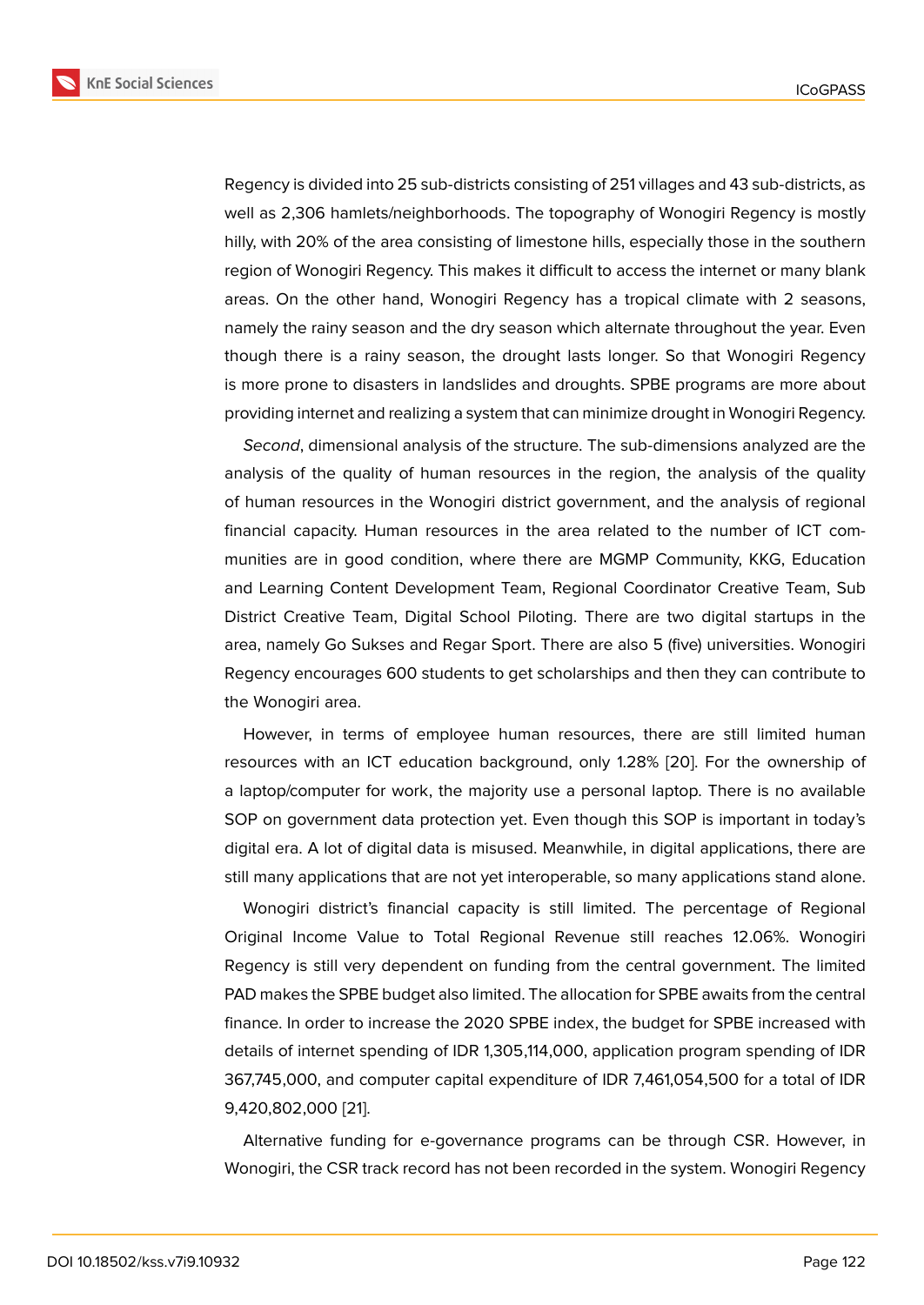Regency is divided into 25 sub-districts consisting of 251 villages and 43 sub-districts, as well as 2,306 hamlets/neighborhoods. The topography of Wonogiri Regency is mostly hilly, with 20% of the area consisting of limestone hills, especially those in the southern region of Wonogiri Regency. This makes it difficult to access the internet or many blank areas. On the other hand, Wonogiri Regency has a tropical climate with 2 seasons, namely the rainy season and the dry season which alternate throughout the year. Even though there is a rainy season, the drought lasts longer. So that Wonogiri Regency is more prone to disasters in landslides and droughts. SPBE programs are more about providing internet and realizing a system that can minimize drought in Wonogiri Regency.

*Second*, dimensional analysis of the structure. The sub-dimensions analyzed are the analysis of the quality of human resources in the region, the analysis of the quality of human resources in the Wonogiri district government, and the analysis of regional financial capacity. Human resources in the area related to the number of ICT communities are in good condition, where there are MGMP Community, KKG, Education and Learning Content Development Team, Regional Coordinator Creative Team, Sub District Creative Team, Digital School Piloting. There are two digital startups in the area, namely Go Sukses and Regar Sport. There are also 5 (five) universities. Wonogiri Regency encourages 600 students to get scholarships and then they can contribute to the Wonogiri area.

However, in terms of employee human resources, there are still limited human resources with an ICT education background, only 1.28% [20]. For the ownership of a laptop/computer for work, the majority use a personal laptop. There is no available SOP on government data protection yet. Even though this SOP is important in today's digital era. A lot of digital data is misused. Meanwhile, in digital applications, there are still many applications that are not yet interoperable, so many applications stand alone.

Wonogiri district's financial capacity is still limited. The percentage of Regional Original Income Value to Total Regional Revenue still reaches 12.06%. Wonogiri Regency is still very dependent on funding from the central government. The limited PAD makes the SPBE budget also limited. The allocation for SPBE awaits from the central finance. In order to increase the 2020 SPBE index, the budget for SPBE increased with details of internet spending of IDR 1,305,114,000, application program spending of IDR 367,745,000, and computer capital expenditure of IDR 7,461,054,500 for a total of IDR 9,420,802,000 [21].

Alternative funding for e-governance programs can be through CSR. However, in Wonogiri, the CSR track record has not been recorded in the system. Wonogiri Regency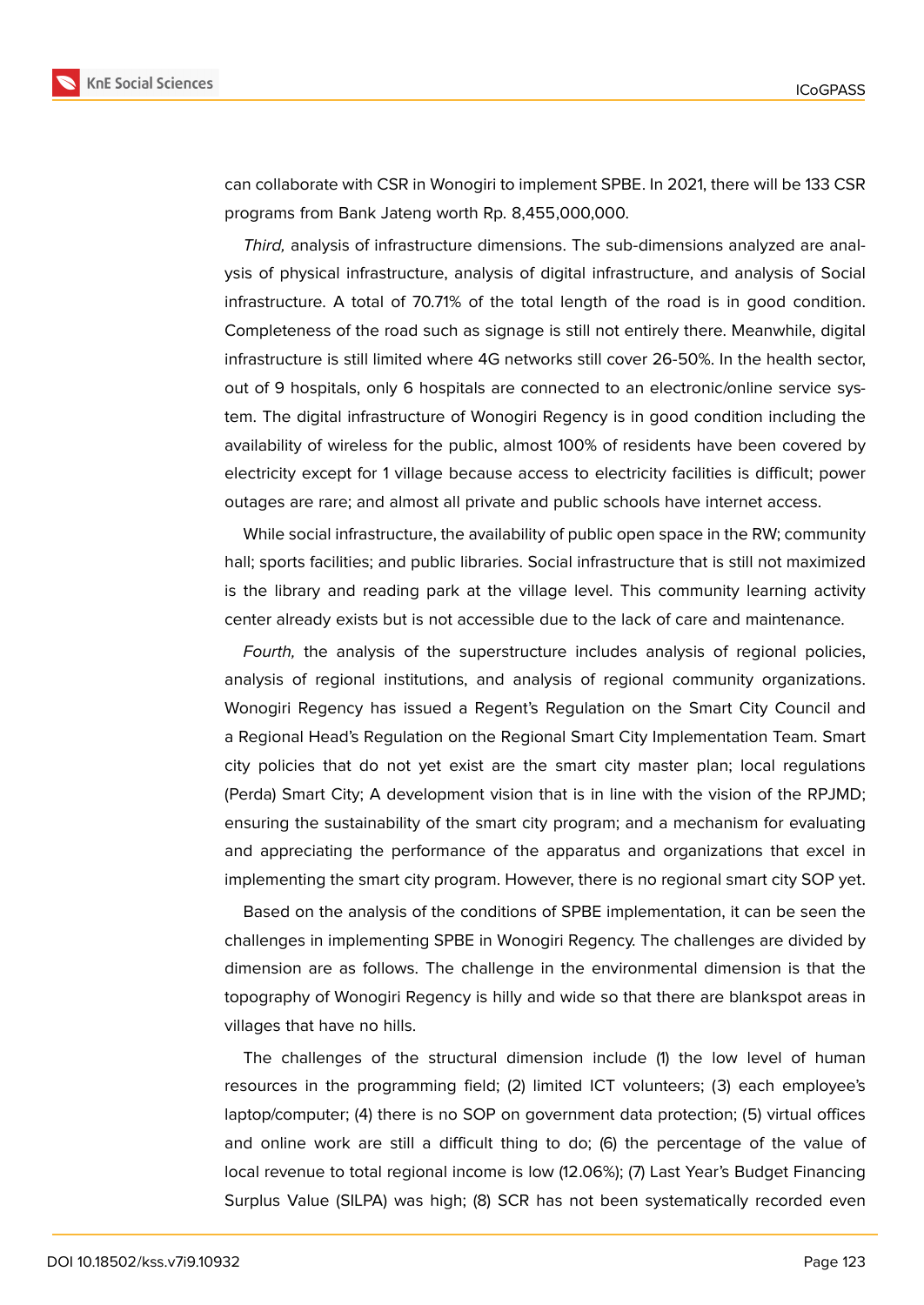can collaborate with CSR in Wonogiri to implement SPBE. In 2021, there will be 133 CSR programs from Bank Jateng worth Rp. 8,455,000,000.

*Third,* analysis of infrastructure dimensions. The sub-dimensions analyzed are analysis of physical infrastructure, analysis of digital infrastructure, and analysis of Social infrastructure. A total of 70.71% of the total length of the road is in good condition. Completeness of the road such as signage is still not entirely there. Meanwhile, digital infrastructure is still limited where 4G networks still cover 26-50%. In the health sector, out of 9 hospitals, only 6 hospitals are connected to an electronic/online service system. The digital infrastructure of Wonogiri Regency is in good condition including the availability of wireless for the public, almost 100% of residents have been covered by electricity except for 1 village because access to electricity facilities is difficult; power outages are rare; and almost all private and public schools have internet access.

While social infrastructure, the availability of public open space in the RW; community hall; sports facilities; and public libraries. Social infrastructure that is still not maximized is the library and reading park at the village level. This community learning activity center already exists but is not accessible due to the lack of care and maintenance.

*Fourth,* the analysis of the superstructure includes analysis of regional policies, analysis of regional institutions, and analysis of regional community organizations. Wonogiri Regency has issued a Regent's Regulation on the Smart City Council and a Regional Head's Regulation on the Regional Smart City Implementation Team. Smart city policies that do not yet exist are the smart city master plan; local regulations (Perda) Smart City; A development vision that is in line with the vision of the RPJMD; ensuring the sustainability of the smart city program; and a mechanism for evaluating and appreciating the performance of the apparatus and organizations that excel in implementing the smart city program. However, there is no regional smart city SOP yet.

Based on the analysis of the conditions of SPBE implementation, it can be seen the challenges in implementing SPBE in Wonogiri Regency. The challenges are divided by dimension are as follows. The challenge in the environmental dimension is that the topography of Wonogiri Regency is hilly and wide so that there are blankspot areas in villages that have no hills.

The challenges of the structural dimension include (1) the low level of human resources in the programming field; (2) limited ICT volunteers; (3) each employee's laptop/computer; (4) there is no SOP on government data protection; (5) virtual offices and online work are still a difficult thing to do; (6) the percentage of the value of local revenue to total regional income is low (12.06%); (7) Last Year's Budget Financing Surplus Value (SILPA) was high; (8) SCR has not been systematically recorded even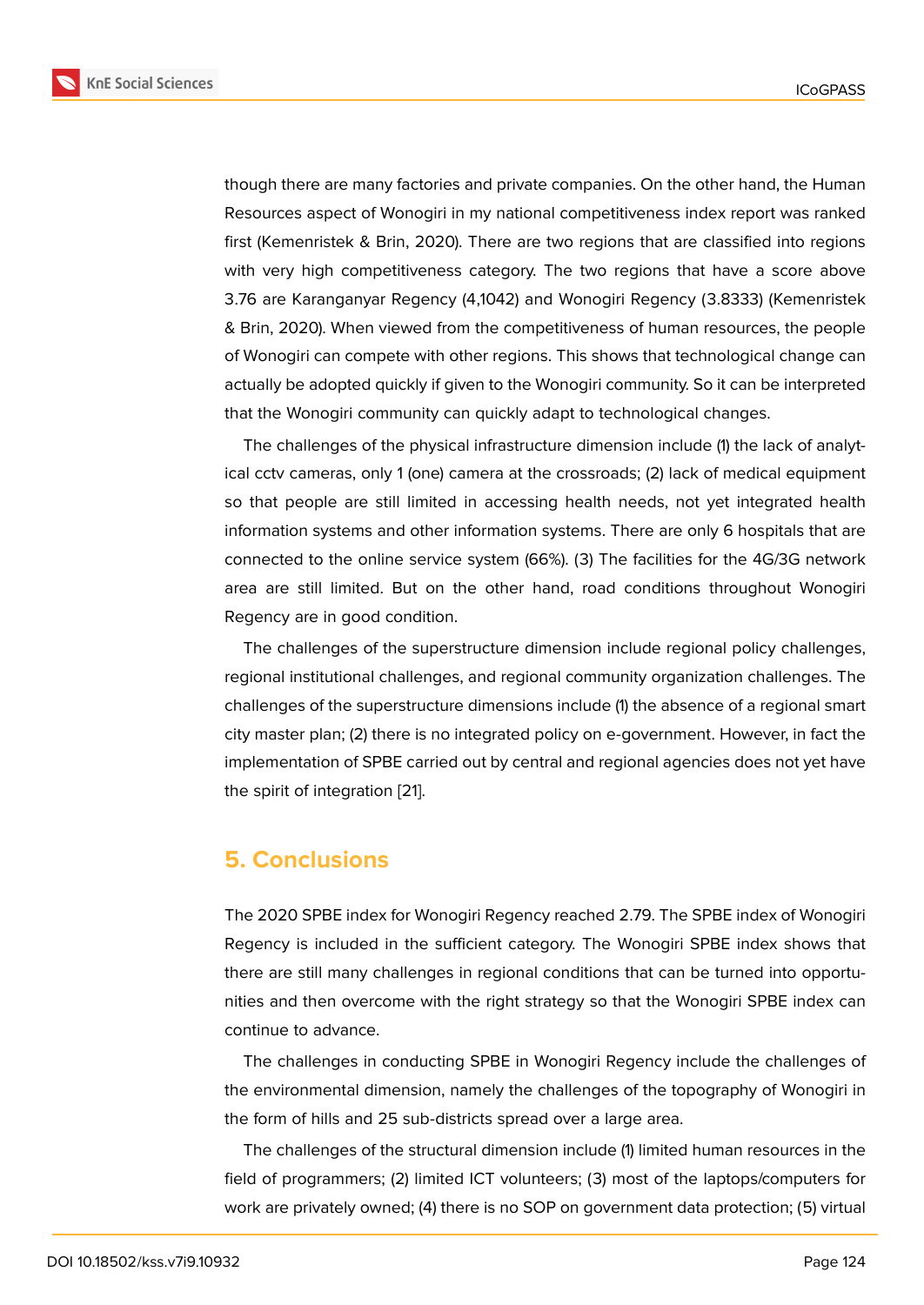though there are many factories and private companies. On the other hand, the Human Resources aspect of Wonogiri in my national competitiveness index report was ranked first (Kemenristek & Brin, 2020). There are two regions that are classified into regions with very high competitiveness category. The two regions that have a score above 3.76 are Karanganyar Regency (4,1042) and Wonogiri Regency (3.8333) (Kemenristek & Brin, 2020). When viewed from the competitiveness of human resources, the people of Wonogiri can compete with other regions. This shows that technological change can actually be adopted quickly if given to the Wonogiri community. So it can be interpreted that the Wonogiri community can quickly adapt to technological changes.

The challenges of the physical infrastructure dimension include (1) the lack of analytical cctv cameras, only 1 (one) camera at the crossroads; (2) lack of medical equipment so that people are still limited in accessing health needs, not yet integrated health information systems and other information systems. There are only 6 hospitals that are connected to the online service system (66%). (3) The facilities for the 4G/3G network area are still limited. But on the other hand, road conditions throughout Wonogiri Regency are in good condition.

The challenges of the superstructure dimension include regional policy challenges, regional institutional challenges, and regional community organization challenges. The challenges of the superstructure dimensions include (1) the absence of a regional smart city master plan; (2) there is no integrated policy on e-government. However, in fact the implementation of SPBE carried out by central and regional agencies does not yet have the spirit of integration [21].

## 5. Conclusions

The 2020 SPBE index for Wonogiri Regency reached 2.79. The SPBE index of Wonogiri Regency is included in the sufficient category. The Wonogiri SPBE index shows that there are still many challenges in regional conditions that can be turned into opportunities and then overcome with the right strategy so that the Wonogiri SPBE index can continue to advance.

The challenges in conducting SPBE in Wonogiri Regency include the challenges of the environmental dimension, namely the challenges of the topography of Wonogiri in the form of hills and 25 sub-districts spread over a large area.

The challenges of the structural dimension include (1) limited human resources in the field of programmers; (2) limited ICT volunteers; (3) most of the laptops/computers for work are privately owned; (4) there is no SOP on government data protection; (5) virtual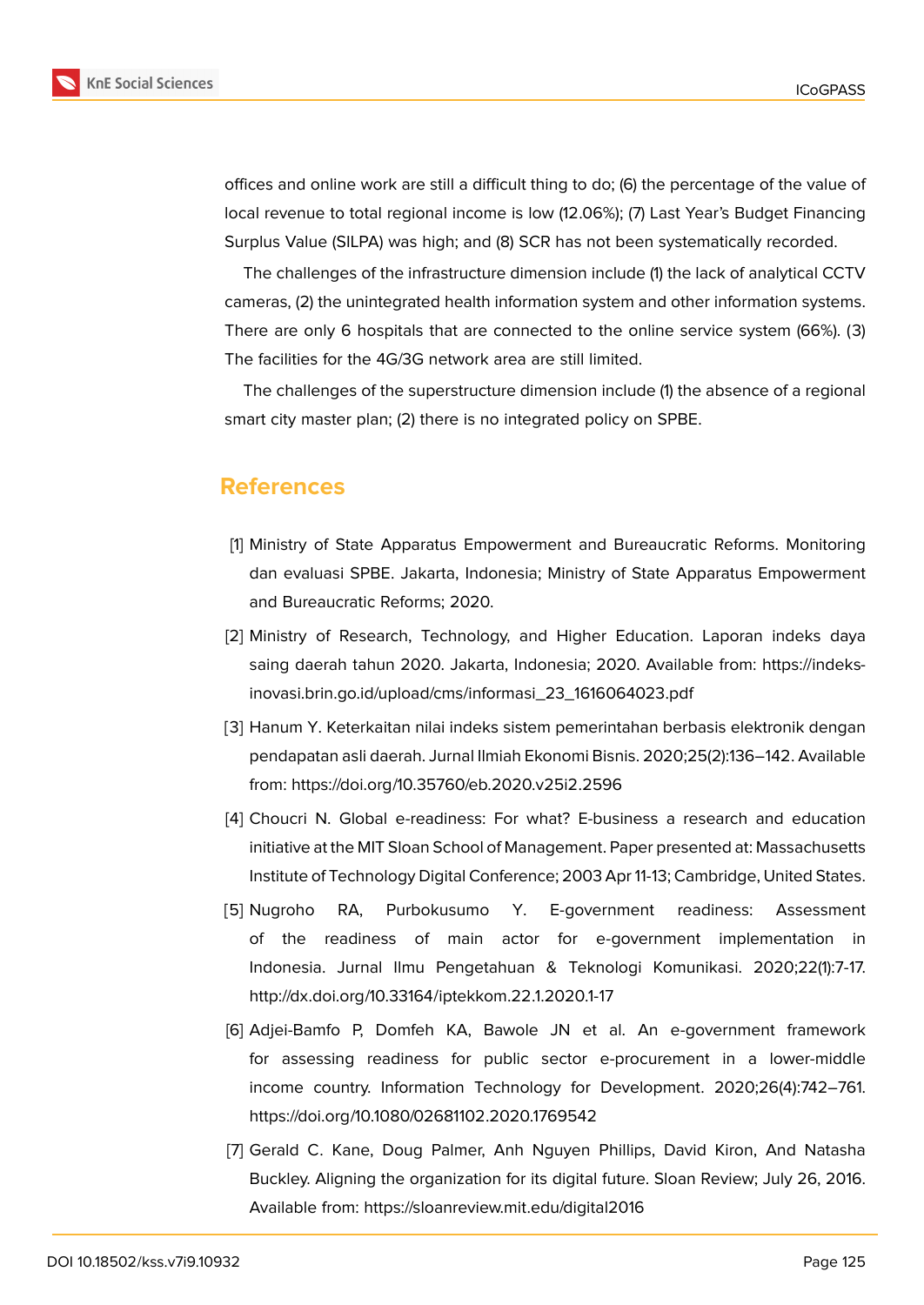offices and online work are still a difficult thing to do; (6) the percentage of the value of local revenue to total regional income is low (12.06%); (7) Last Year's Budget Financing Surplus Value (SILPA) was high; and (8) SCR has not been systematically recorded.

The challenges of the infrastructure dimension include (1) the lack of analytical CCTV cameras, (2) the unintegrated health information system and other information systems. There are only 6 hospitals that are connected to the online service system (66%). (3) The facilities for the 4G/3G network area are still limited.

The challenges of the superstructure dimension include (1) the absence of a regional smart city master plan; (2) there is no integrated policy on SPBE.

## References

[1] Ministry of State Apparatus Empowerment and Bureaucratic Reforms. Monitoring dan evaluasi SPBE. Jakarta, Indonesia; Ministry of State Apparatus Empowerment and Bureaucratic Reforms; 2020.

[2] Ministry of Research, Technology, and Higher Education. Laporan indeks daya saing daerah tahun 2020. Jakarta, Indonesia; 2020. Available from: https://indeks-inovasi.brin.go.id/upload/cms/informasi_23_1616064023.pdf

[3] Hanum Y. Keterkaitan nilai indeks sistem pemerintahan berbasis elektronik dengan pendapatan asli daerah. Jurnal Ilmiah Ekonomi Bisnis. 2020;25(2):136–142. Available from: https://doi.org/10.35760/eb.2020.v25i2.2596

[4] Choucri N. Global e-readiness: For what? E-business a research and education initiative at the MIT Sloan School of Management. Paper presented at: Massachusetts Institute of Technology Digital Conference; 2003 Apr 11-13; Cambridge, United States.

[5] Nugroho RA, Purbokusumo Y. E-government readiness: Assessment of the readiness of main actor for e-government implementation in Indonesia. Jurnal Ilmu Pengetahuan & Teknologi Komunikasi. 2020;22(1):7-17. http://dx.doi.org/10.33164/iptekkom.22.1.2020.1-17

[6] Adjei-Bamfo P, Domfeh KA, Bawole JN et al. An e-government framework for assessing readiness for public sector e-procurement in a lower-middle income country. Information Technology for Development. 2020;26(4):742–761. https://doi.org/10.1080/02681102.2020.1769542

[7] Gerald C. Kane, Doug Palmer, Anh Nguyen Phillips, David Kiron, And Natasha Buckley. Aligning the organization for its digital future. Sloan Review; July 26, 2016. Available from: https://sloanreview.mit.edu/digital2016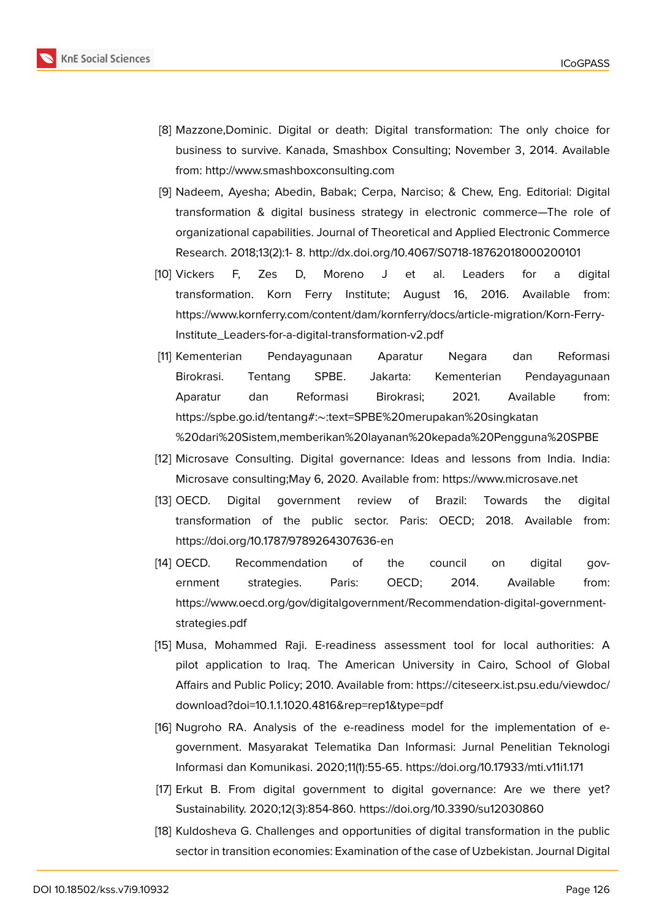[8] Mazzone,Dominic. Digital or death: Digital transformation: The only choice for business to survive. Kanada, Smashbox Consulting; November 3, 2014. Available from: http://www.smashboxconsulting.com

[9] Nadeem, Ayesha; Abedin, Babak; Cerpa, Narciso; & Chew, Eng. Editorial: Digital transformation & digital business strategy in electronic commerce—The role of organizational capabilities. Journal of Theoretical and Applied Electronic Commerce Research. 2018;13(2):1- 8. http://dx.doi.org/10.4067/S0718-18762018000200101

[10] Vickers F, Zes D, Moreno J et al. Leaders for a digital transformation. Korn Ferry Institute; August 16, 2016. Available from: https://www.kornferry.com/content/dam/kornferry/docs/article-migration/Korn-Ferry-Institute_Leaders-for-a-digital-transformation-v2.pdf

[11] Kementerian Pendayagunaan Aparatur Negara dan Reformasi Birokrasi. Tentang SPBE. Jakarta: Kementerian Pendayagunaan Aparatur dan Reformasi Birokrasi; 2021. Available from: https://spbe.go.id/tentang#:~:text=SPBE%20merupakan%20singkatan %20dari%20Sistem,memberikan%20layanan%20kepada%20Pengguna%20SPBE

[12] Microsave Consulting. Digital governance: Ideas and lessons from India. India: Microsave consulting;May 6, 2020. Available from: https://www.microsave.net

[13] OECD. Digital government review of Brazil: Towards the digital transformation of the public sector. Paris: OECD; 2018. Available from: https://doi.org/10.1787/9789264307636-en

[14] OECD. Recommendation of the council on digital government strategies. Paris: OECD; 2014. Available from: https://www.oecd.org/gov/digitalgovernment/Recommendation-digital-government-strategies.pdf

[15] Musa, Mohammed Raji. E-readiness assessment tool for local authorities: A pilot application to Iraq. The American University in Cairo, School of Global Affairs and Public Policy; 2010. Available from: https://citeseerx.ist.psu.edu/viewdoc/download?doi=10.1.1.1020.4816&rep=rep1&type=pdf

[16] Nugroho RA. Analysis of the e-readiness model for the implementation of e-government. Masyarakat Telematika Dan Informasi: Jurnal Penelitian Teknologi Informasi dan Komunikasi. 2020;11(1):55-65. https://doi.org/10.17933/mti.v11i1.171

[17] Erkut B. From digital government to digital governance: Are we there yet? Sustainability. 2020;12(3):854-860. https://doi.org/10.3390/su12030860

[18] Kuldosheva G. Challenges and opportunities of digital transformation in the public sector in transition economies: Examination of the case of Uzbekistan. Journal Digital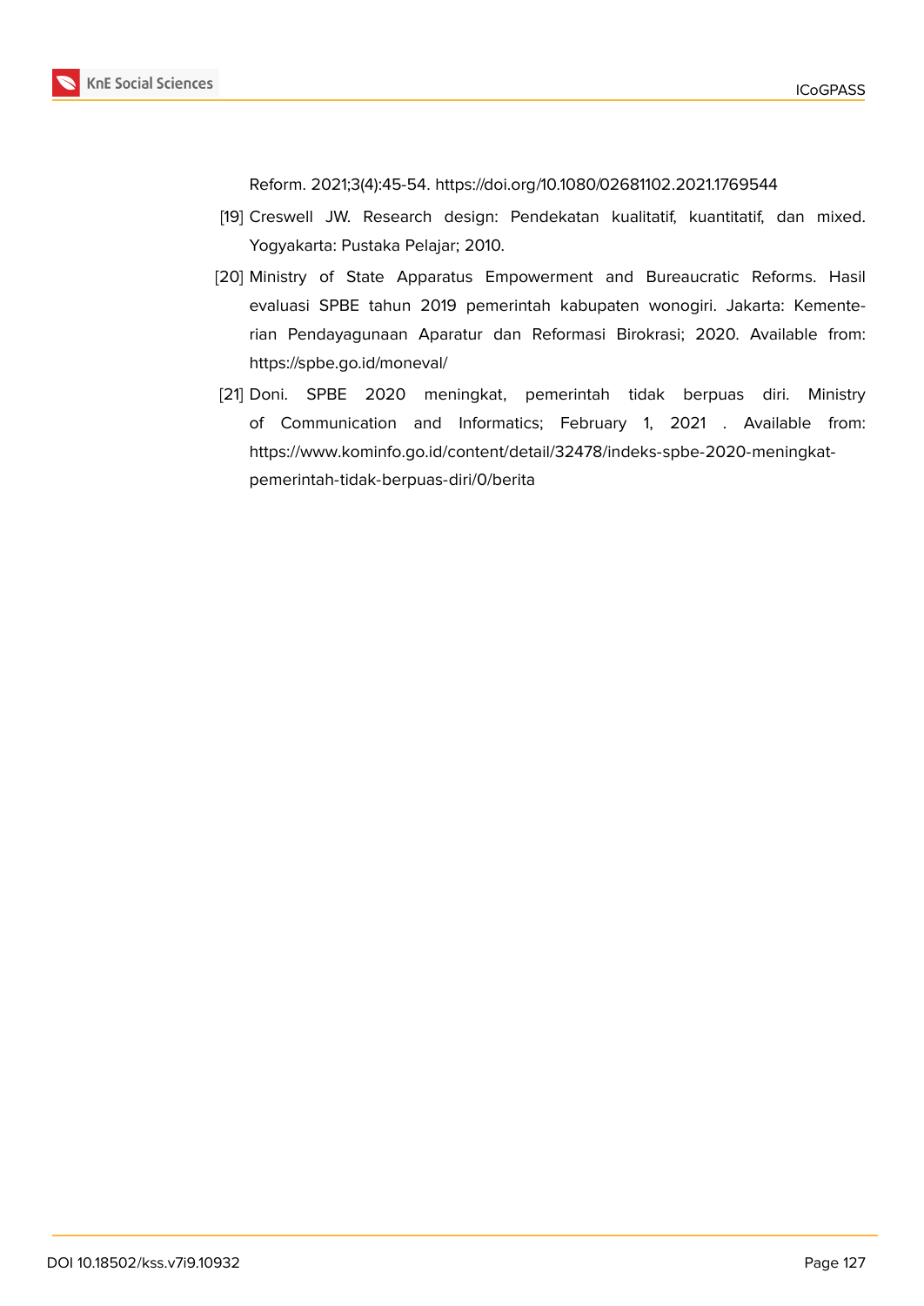Reform. 2021;3(4):45-54. https://doi.org/10.1080/02681102.2021.1769544

[19] Creswell JW. Research design: Pendekatan kualitatif, kuantitatif, dan mixed. Yogyakarta: Pustaka Pelajar; 2010.

[20] Ministry of State Apparatus Empowerment and Bureaucratic Reforms. Hasil evaluasi SPBE tahun 2019 pemerintah kabupaten wonogiri. Jakarta: Kementerian Pendayagunaan Aparatur dan Reformasi Birokrasi; 2020. Available from: https://spbe.go.id/moneval/

[21] Doni. SPBE 2020 meningkat, pemerintah tidak berpuas diri. Ministry of Communication and Informatics; February 1, 2021 . Available from: https://www.kominfo.go.id/content/detail/32478/indeks-spbe-2020-meningkat-pemerintah-tidak-berpuas-diri/0/berita